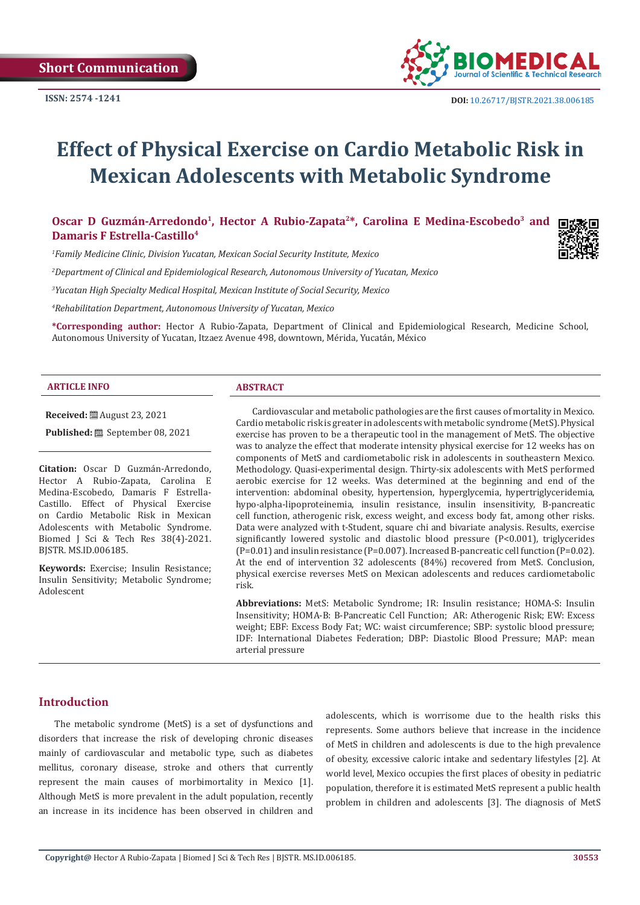Short Communication

ISSN: 2574 -1241

DOI: 10.26717/BJSTR.2021.38.006185

# Effect of Physical Exercise on Cardio Metabolic Risk in Mexican Adolescents with Metabolic Syndrome

**Oscar D Guzmán-Arredondo[1], Hector A Rubio-Zapata[2]*, Carolina E Medina-Escobedo[3] and Damaris F Estrella-Castillo[4]**

[1]*Family Medicine Clinic, Division Yucatan, Mexican Social Security Institute, Mexico*

[2]*Department of Clinical and Epidemiological Research, Autonomous University of Yucatan, Mexico*

[3]*Yucatan High Specialty Medical Hospital, Mexican Institute of Social Security, Mexico*

[4]*Rehabilitation Department, Autonomous University of Yucatan, Mexico*

**\*Corresponding author:** Hector A Rubio-Zapata, Department of Clinical and Epidemiological Research, Medicine School, Autonomous University of Yucatan, Itzaez Avenue 498, downtown, Mérida, Yucatán, México

### ARTICLE INFO

**Received:** August 23, 2021

**Published:** September 08, 2021

**Citation:** Oscar D Guzmán-Arredondo, Hector A Rubio-Zapata, Carolina E Medina-Escobedo, Damaris F Estrella-Castillo. Effect of Physical Exercise on Cardio Metabolic Risk in Mexican Adolescents with Metabolic Syndrome. Biomed J Sci & Tech Res 38(4)-2021. BJSTR. MS.ID.006185.

**Keywords:** Exercise; Insulin Resistance; Insulin Sensitivity; Metabolic Syndrome; Adolescent

### ABSTRACT

Cardiovascular and metabolic pathologies are the first causes of mortality in Mexico. Cardio metabolic risk is greater in adolescents with metabolic syndrome (MetS). Physical exercise has proven to be a therapeutic tool in the management of MetS. The objective was to analyze the effect that moderate intensity physical exercise for 12 weeks has on components of MetS and cardiometabolic risk in adolescents in southeastern Mexico. Methodology. Quasi-experimental design. Thirty-six adolescents with MetS performed aerobic exercise for 12 weeks. Was determined at the beginning and end of the intervention: abdominal obesity, hypertension, hyperglycemia, hypertriglyceridemia, hypo-alpha-lipoproteinemia, insulin resistance, insulin insensitivity, B-pancreatic cell function, atherogenic risk, excess weight, and excess body fat, among other risks. Data were analyzed with t-Student, square chi and bivariate analysis. Results, exercise significantly lowered systolic and diastolic blood pressure ($P<0.001$), triglycerides ($P=0.01$) and insulin resistance ($P=0.007$). Increased B-pancreatic cell function ($P=0.02$). At the end of intervention 32 adolescents (84%) recovered from MetS. Conclusion, physical exercise reverses MetS on Mexican adolescents and reduces cardiometabolic risk.

**Abbreviations:** MetS: Metabolic Syndrome; IR: Insulin resistance; HOMA-S: Insulin Insensitivity; HOMA-B: B-Pancreatic Cell Function; AR: Atherogenic Risk; EW: Excess weight; EBF: Excess Body Fat; WC: waist circumference; SBP: systolic blood pressure; IDF: International Diabetes Federation; DBP: Diastolic Blood Pressure; MAP: mean arterial pressure

## Introduction

The metabolic syndrome (MetS) is a set of dysfunctions and disorders that increase the risk of developing chronic diseases mainly of cardiovascular and metabolic type, such as diabetes mellitus, coronary disease, stroke and others that currently represent the main causes of morbimortality in Mexico [1]. Although MetS is more prevalent in the adult population, recently an increase in its incidence has been observed in children and adolescents, which is worrisome due to the health risks this represents. Some authors believe that increase in the incidence of MetS in children and adolescents is due to the high prevalence of obesity, excessive caloric intake and sedentary lifestyles [2]. At world level, Mexico occupies the first places of obesity in pediatric population, therefore it is estimated MetS represent a public health problem in children and adolescents [3]. The diagnosis of MetS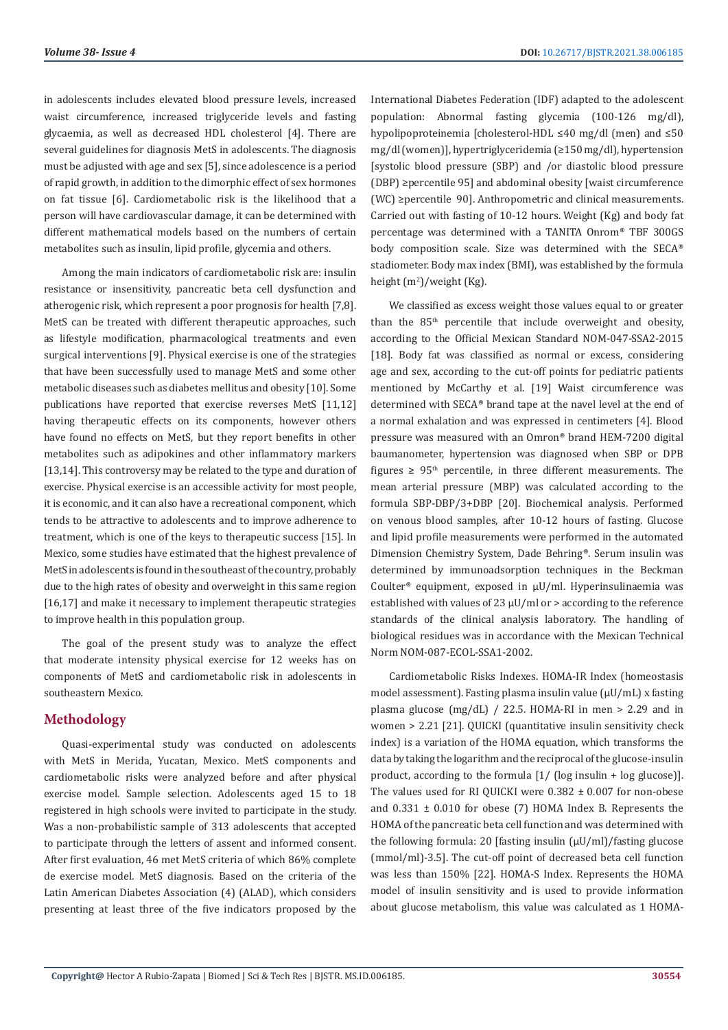in adolescents includes elevated blood pressure levels, increased waist circumference, increased triglyceride levels and fasting glycaemia, as well as decreased HDL cholesterol [4]. There are several guidelines for diagnosis MetS in adolescents. The diagnosis must be adjusted with age and sex [5], since adolescence is a period of rapid growth, in addition to the dimorphic effect of sex hormones on fat tissue [6]. Cardiometabolic risk is the likelihood that a person will have cardiovascular damage, it can be determined with different mathematical models based on the numbers of certain metabolites such as insulin, lipid profile, glycemia and others.

Among the main indicators of cardiometabolic risk are: insulin resistance or insensitivity, pancreatic beta cell dysfunction and atherogenic risk, which represent a poor prognosis for health [7,8]. MetS can be treated with different therapeutic approaches, such as lifestyle modification, pharmacological treatments and even surgical interventions [9]. Physical exercise is one of the strategies that have been successfully used to manage MetS and some other metabolic diseases such as diabetes mellitus and obesity [10]. Some publications have reported that exercise reverses MetS [11,12] having therapeutic effects on its components, however others have found no effects on MetS, but they report benefits in other metabolites such as adipokines and other inflammatory markers [13,14]. This controversy may be related to the type and duration of exercise. Physical exercise is an accessible activity for most people, it is economic, and it can also have a recreational component, which tends to be attractive to adolescents and to improve adherence to treatment, which is one of the keys to therapeutic success [15]. In Mexico, some studies have estimated that the highest prevalence of MetS in adolescents is found in the southeast of the country, probably due to the high rates of obesity and overweight in this same region [16,17] and make it necessary to implement therapeutic strategies to improve health in this population group.

The goal of the present study was to analyze the effect that moderate intensity physical exercise for 12 weeks has on components of MetS and cardiometabolic risk in adolescents in southeastern Mexico.

## Methodology

Quasi-experimental study was conducted on adolescents with MetS in Merida, Yucatan, Mexico. MetS components and cardiometabolic risks were analyzed before and after physical exercise model. Sample selection. Adolescents aged 15 to 18 registered in high schools were invited to participate in the study. Was a non-probabilistic sample of 313 adolescents that accepted to participate through the letters of assent and informed consent. After first evaluation, 46 met MetS criteria of which 86% complete de exercise model. MetS diagnosis. Based on the criteria of the Latin American Diabetes Association (4) (ALAD), which considers presenting at least three of the five indicators proposed by the International Diabetes Federation (IDF) adapted to the adolescent population: Abnormal fasting glycemia (100-126 mg/dl), hypolipoproteinemia [cholesterol-HDL ≤40 mg/dl (men) and ≤50 mg/dl (women)], hypertriglyceridemia (≥150 mg/dl), hypertension [systolic blood pressure (SBP) and /or diastolic blood pressure (DBP) ≥percentile 95] and abdominal obesity [waist circumference (WC) ≥percentile 90]. Anthropometric and clinical measurements. Carried out with fasting of 10-12 hours. Weight (Kg) and body fat percentage was determined with a TANITA Onrom® TBF 300GS body composition scale. Size was determined with the SECA® stadiometer. Body max index (BMI), was established by the formula height ($m^2$)/weight (Kg).

We classified as excess weight those values equal to or greater than the $85^{th}$ percentile that include overweight and obesity, according to the Official Mexican Standard NOM-047-SSA2-2015 [18]. Body fat was classified as normal or excess, considering age and sex, according to the cut-off points for pediatric patients mentioned by McCarthy et al. [19] Waist circumference was determined with SECA® brand tape at the navel level at the end of a normal exhalation and was expressed in centimeters [4]. Blood pressure was measured with an Omron® brand HEM-7200 digital baumanometer, hypertension was diagnosed when SBP or DPB figures ≥ $95^{th}$ percentile, in three different measurements. The mean arterial pressure (MBP) was calculated according to the formula SBP-DBP/3+DBP [20]. Biochemical analysis. Performed on venous blood samples, after 10-12 hours of fasting. Glucose and lipid profile measurements were performed in the automated Dimension Chemistry System, Dade Behring®. Serum insulin was determined by immunoadsorption techniques in the Beckman Coulter® equipment, exposed in μU/ml. Hyperinsulinaemia was established with values of 23 μU/ml or > according to the reference standards of the clinical analysis laboratory. The handling of biological residues was in accordance with the Mexican Technical Norm NOM-087-ECOL-SSA1-2002.

Cardiometabolic Risks Indexes. HOMA-IR Index (homeostasis model assessment). Fasting plasma insulin value (μU/mL) x fasting plasma glucose (mg/dL) / 22.5. HOMA-RI in men > 2.29 and in women > 2.21 [21]. QUICKI (quantitative insulin sensitivity check index) is a variation of the HOMA equation, which transforms the data by taking the logarithm and the reciprocal of the glucose-insulin product, according to the formula [1/ (log insulin + log glucose)]. The values used for RI QUICKI were 0.382 ± 0.007 for non-obese and 0.331 ± 0.010 for obese (7) HOMA Index B. Represents the HOMA of the pancreatic beta cell function and was determined with the following formula: 20 [fasting insulin (μU/ml)/fasting glucose (mmol/ml)-3.5]. The cut-off point of decreased beta cell function was less than 150% [22]. HOMA-S Index. Represents the HOMA model of insulin sensitivity and is used to provide information about glucose metabolism, this value was calculated as 1 HOMA-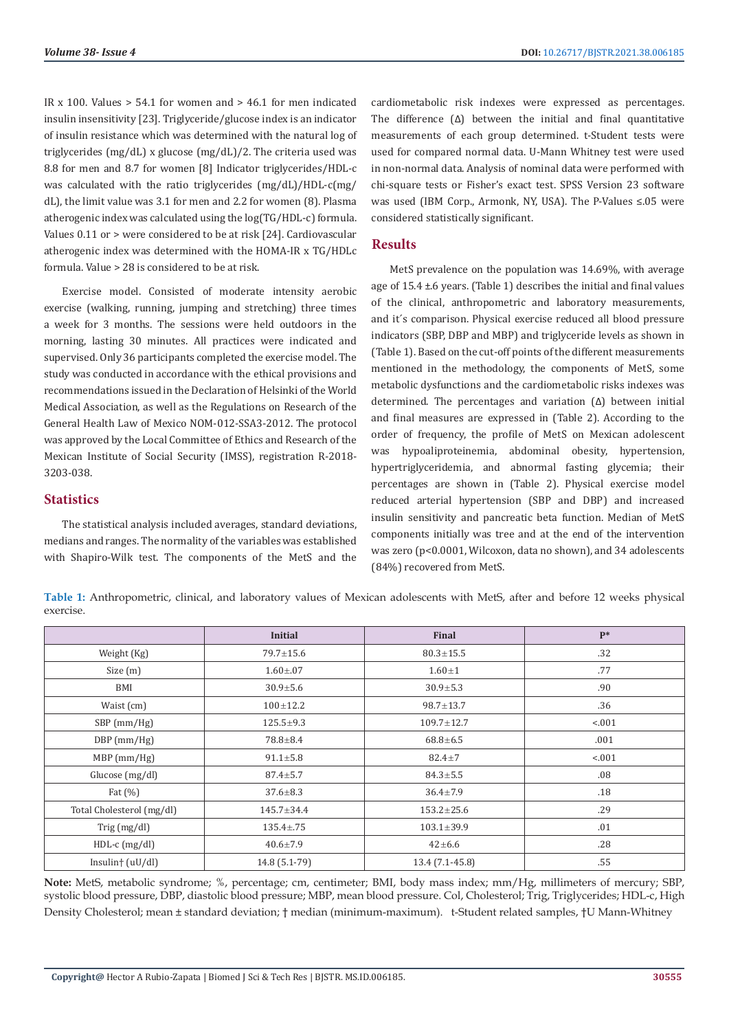IR x 100. Values > 54.1 for women and > 46.1 for men indicated insulin insensitivity [23]. Triglyceride/glucose index is an indicator of insulin resistance which was determined with the natural log of triglycerides (mg/dL) x glucose (mg/dL)/2. The criteria used was 8.8 for men and 8.7 for women [8] Indicator triglycerides/HDL-c was calculated with the ratio triglycerides (mg/dL)/HDL-c(mg/dL), the limit value was 3.1 for men and 2.2 for women (8). Plasma atherogenic index was calculated using the log(TG/HDL-c) formula. Values 0.11 or > were considered to be at risk [24]. Cardiovascular atherogenic index was determined with the HOMA-IR x TG/HDLc formula. Value > 28 is considered to be at risk.

Exercise model. Consisted of moderate intensity aerobic exercise (walking, running, jumping and stretching) three times a week for 3 months. The sessions were held outdoors in the morning, lasting 30 minutes. All practices were indicated and supervised. Only 36 participants completed the exercise model. The study was conducted in accordance with the ethical provisions and recommendations issued in the Declaration of Helsinki of the World Medical Association, as well as the Regulations on Research of the General Health Law of Mexico NOM-012-SSA3-2012. The protocol was approved by the Local Committee of Ethics and Research of the Mexican Institute of Social Security (IMSS), registration R-2018-3203-038.

## Statistics

The statistical analysis included averages, standard deviations, medians and ranges. The normality of the variables was established with Shapiro-Wilk test. The components of the MetS and the cardiometabolic risk indexes were expressed as percentages. The difference (Δ) between the initial and final quantitative measurements of each group determined. t-Student tests were used for compared normal data. U-Mann Whitney test were used in non-normal data. Analysis of nominal data were performed with chi-square tests or Fisher's exact test. SPSS Version 23 software was used (IBM Corp., Armonk, NY, USA). The P-Values ≤.05 were considered statistically significant.

## Results

MetS prevalence on the population was 14.69%, with average age of 15.4 ±.6 years. (Table 1) describes the initial and final values of the clinical, anthropometric and laboratory measurements, and it´s comparison. Physical exercise reduced all blood pressure indicators (SBP, DBP and MBP) and triglyceride levels as shown in (Table 1). Based on the cut-off points of the different measurements mentioned in the methodology, the components of MetS, some metabolic dysfunctions and the cardiometabolic risks indexes was determined. The percentages and variation (Δ) between initial and final measures are expressed in (Table 2). According to the order of frequency, the profile of MetS on Mexican adolescent was hypoaliproteinemia, abdominal obesity, hypertension, hypertriglyceridemia, and abnormal fasting glycemia; their percentages are shown in (Table 2). Physical exercise model reduced arterial hypertension (SBP and DBP) and increased insulin sensitivity and pancreatic beta function. Median of MetS components initially was tree and at the end of the intervention was zero (p<0.0001, Wilcoxon, data no shown), and 34 adolescents (84%) recovered from MetS.

**Table 1:** Anthropometric, clinical, and laboratory values of Mexican adolescents with MetS, after and before 12 weeks physical exercise.

| | Initial | Final | P* |
|---|---|---|---|
| Weight (Kg) | 79.7±15.6 | 80.3±15.5 | .32 |
| Size (m) | 1.60±.07 | 1.60±1 | .77 |
| BMI | 30.9±5.6 | 30.9±5.3 | .90 |
| Waist (cm) | 100±12.2 | 98.7±13.7 | .36 |
| SBP (mm/Hg) | 125.5±9.3 | 109.7±12.7 | <.001 |
| DBP (mm/Hg) | 78.8±8.4 | 68.8±6.5 | .001 |
| MBP (mm/Hg) | 91.1±5.8 | 82.4±7 | <.001 |
| Glucose (mg/dl) | 87.4±5.7 | 84.3±5.5 | .08 |
| Fat (%) | 37.6±8.3 | 36.4±7.9 | .18 |
| Total Cholesterol (mg/dl) | 145.7±34.4 | 153.2±25.6 | .29 |
| Trig (mg/dl) | 135.4±.75 | 103.1±39.9 | .01 |
| HDL-c (mg/dl) | 40.6±7.9 | 42±6.6 | .28 |
| Insulin† (uU/dl) | 14.8 (5.1-79) | 13.4 (7.1-45.8) | .55 |

**Note:** MetS, metabolic syndrome; %, percentage; cm, centimeter; BMI, body mass index; mm/Hg, millimeters of mercury; SBP, systolic blood pressure, DBP, diastolic blood pressure; MBP, mean blood pressure. Col, Cholesterol; Trig, Triglycerides; HDL-c, High Density Cholesterol; mean ± standard deviation; † median (minimum-maximum). t-Student related samples, †U Mann-Whitney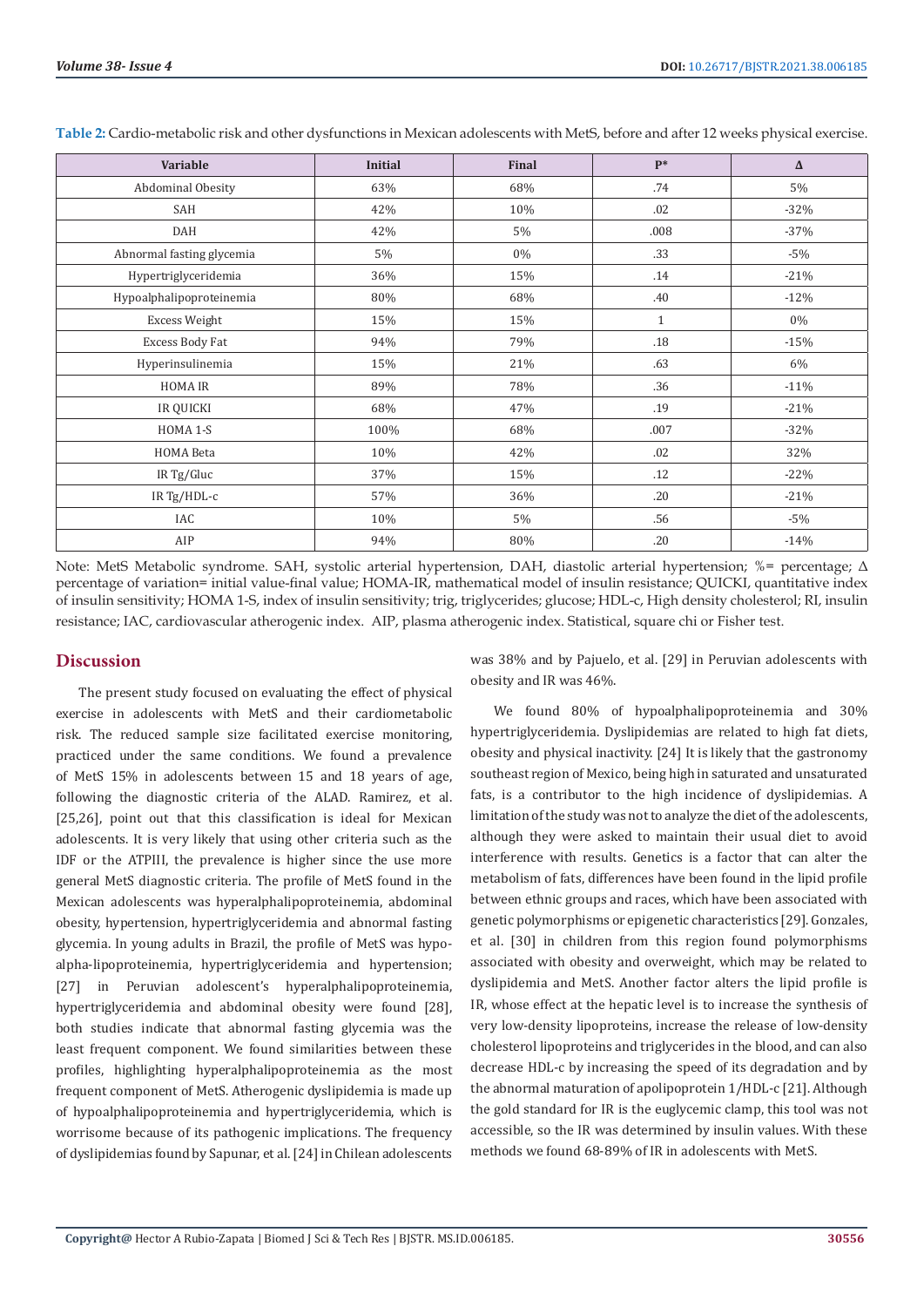**Table 2:** Cardio-metabolic risk and other dysfunctions in Mexican adolescents with MetS, before and after 12 weeks physical exercise.

| Variable | Initial | Final | P* | Δ |
|---|---|---|---|---|
| Abdominal Obesity | 63% | 68% | .74 | 5% |
| SAH | 42% | 10% | .02 | -32% |
| DAH | 42% | 5% | .008 | -37% |
| Abnormal fasting glycemia | 5% | 0% | .33 | -5% |
| Hypertriglyceridemia | 36% | 15% | .14 | -21% |
| Hypoalphalipoproteinemia | 80% | 68% | .40 | -12% |
| Excess Weight | 15% | 15% | 1 | 0% |
| Excess Body Fat | 94% | 79% | .18 | -15% |
| Hyperinsulinemia | 15% | 21% | .63 | 6% |
| HOMA IR | 89% | 78% | .36 | -11% |
| IR QUICKI | 68% | 47% | .19 | -21% |
| HOMA 1-S | 100% | 68% | .007 | -32% |
| HOMA Beta | 10% | 42% | .02 | 32% |
| IR Tg/Gluc | 37% | 15% | .12 | -22% |
| IR Tg/HDL-c | 57% | 36% | .20 | -21% |
| IAC | 10% | 5% | .56 | -5% |
| AIP | 94% | 80% | .20 | -14% |

Note: MetS Metabolic syndrome. SAH, systolic arterial hypertension, DAH, diastolic arterial hypertension; %= percentage; Δ percentage of variation= initial value-final value; HOMA-IR, mathematical model of insulin resistance; QUICKI, quantitative index of insulin sensitivity; HOMA 1-S, index of insulin sensitivity; trig, triglycerides; glucose; HDL-c, High density cholesterol; RI, insulin resistance; IAC, cardiovascular atherogenic index. AIP, plasma atherogenic index. Statistical, square chi or Fisher test.

## Discussion

The present study focused on evaluating the effect of physical exercise in adolescents with MetS and their cardiometabolic risk. The reduced sample size facilitated exercise monitoring, practiced under the same conditions. We found a prevalence of MetS 15% in adolescents between 15 and 18 years of age, following the diagnostic criteria of the ALAD. Ramirez, et al. [25,26], point out that this classification is ideal for Mexican adolescents. It is very likely that using other criteria such as the IDF or the ATPIII, the prevalence is higher since the use more general MetS diagnostic criteria. The profile of MetS found in the Mexican adolescents was hyperalphalipoproteinemia, abdominal obesity, hypertension, hypertriglyceridemia and abnormal fasting glycemia. In young adults in Brazil, the profile of MetS was hypo-alpha-lipoproteinemia, hypertriglyceridemia and hypertension; [27] in Peruvian adolescent's hyperalphalipoproteinemia, hypertriglyceridemia and abdominal obesity were found [28], both studies indicate that abnormal fasting glycemia was the least frequent component. We found similarities between these profiles, highlighting hyperalphalipoproteinemia as the most frequent component of MetS. Atherogenic dyslipidemia is made up of hypoalphalipoproteinemia and hypertriglyceridemia, which is worrisome because of its pathogenic implications. The frequency of dyslipidemias found by Sapunar, et al. [24] in Chilean adolescents was 38% and by Pajuelo, et al. [29] in Peruvian adolescents with obesity and IR was 46%.

We found 80% of hypoalphalipoproteinemia and 30% hypertriglyceridemia. Dyslipidemias are related to high fat diets, obesity and physical inactivity. [24] It is likely that the gastronomy southeast region of Mexico, being high in saturated and unsaturated fats, is a contributor to the high incidence of dyslipidemias. A limitation of the study was not to analyze the diet of the adolescents, although they were asked to maintain their usual diet to avoid interference with results. Genetics is a factor that can alter the metabolism of fats, differences have been found in the lipid profile between ethnic groups and races, which have been associated with genetic polymorphisms or epigenetic characteristics [29]. Gonzales, et al. [30] in children from this region found polymorphisms associated with obesity and overweight, which may be related to dyslipidemia and MetS. Another factor alters the lipid profile is IR, whose effect at the hepatic level is to increase the synthesis of very low-density lipoproteins, increase the release of low-density cholesterol lipoproteins and triglycerides in the blood, and can also decrease HDL-c by increasing the speed of its degradation and by the abnormal maturation of apolipoprotein 1/HDL-c [21]. Although the gold standard for IR is the euglycemic clamp, this tool was not accessible, so the IR was determined by insulin values. With these methods we found 68-89% of IR in adolescents with MetS.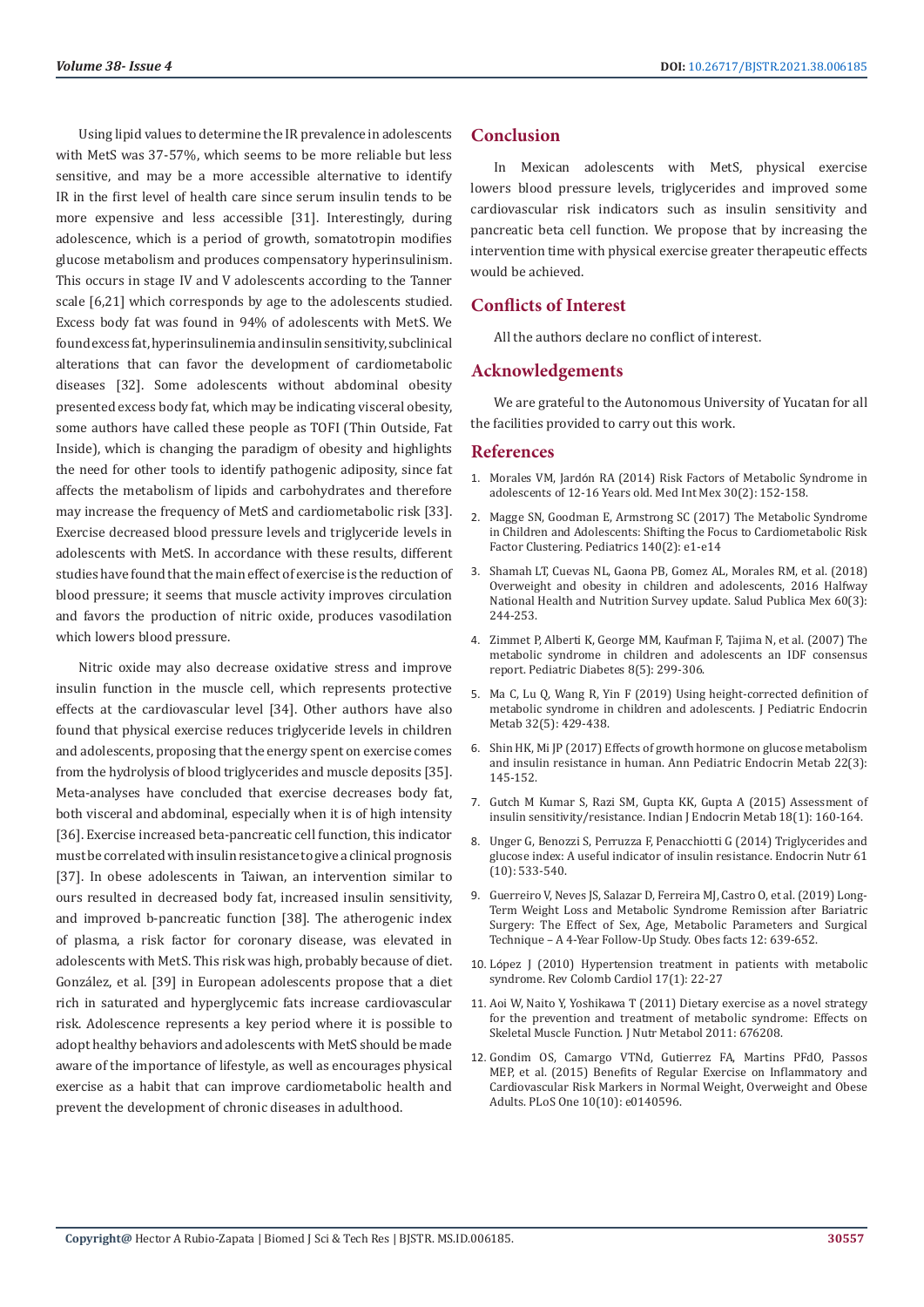Using lipid values to determine the IR prevalence in adolescents with MetS was 37-57%, which seems to be more reliable but less sensitive, and may be a more accessible alternative to identify IR in the first level of health care since serum insulin tends to be more expensive and less accessible [31]. Interestingly, during adolescence, which is a period of growth, somatotropin modifies glucose metabolism and produces compensatory hyperinsulinism. This occurs in stage IV and V adolescents according to the Tanner scale [6,21] which corresponds by age to the adolescents studied. Excess body fat was found in 94% of adolescents with MetS. We found excess fat, hyperinsulinemia and insulin sensitivity, subclinical alterations that can favor the development of cardiometabolic diseases [32]. Some adolescents without abdominal obesity presented excess body fat, which may be indicating visceral obesity, some authors have called these people as TOFI (Thin Outside, Fat Inside), which is changing the paradigm of obesity and highlights the need for other tools to identify pathogenic adiposity, since fat affects the metabolism of lipids and carbohydrates and therefore may increase the frequency of MetS and cardiometabolic risk [33]. Exercise decreased blood pressure levels and triglyceride levels in adolescents with MetS. In accordance with these results, different studies have found that the main effect of exercise is the reduction of blood pressure; it seems that muscle activity improves circulation and favors the production of nitric oxide, produces vasodilation which lowers blood pressure.

Nitric oxide may also decrease oxidative stress and improve insulin function in the muscle cell, which represents protective effects at the cardiovascular level [34]. Other authors have also found that physical exercise reduces triglyceride levels in children and adolescents, proposing that the energy spent on exercise comes from the hydrolysis of blood triglycerides and muscle deposits [35]. Meta-analyses have concluded that exercise decreases body fat, both visceral and abdominal, especially when it is of high intensity [36]. Exercise increased beta-pancreatic cell function, this indicator must be correlated with insulin resistance to give a clinical prognosis [37]. In obese adolescents in Taiwan, an intervention similar to ours resulted in decreased body fat, increased insulin sensitivity, and improved b-pancreatic function [38]. The atherogenic index of plasma, a risk factor for coronary disease, was elevated in adolescents with MetS. This risk was high, probably because of diet. González, et al. [39] in European adolescents propose that a diet rich in saturated and hyperglycemic fats increase cardiovascular risk. Adolescence represents a key period where it is possible to adopt healthy behaviors and adolescents with MetS should be made aware of the importance of lifestyle, as well as encourages physical exercise as a habit that can improve cardiometabolic health and prevent the development of chronic diseases in adulthood.

## Conclusion

In Mexican adolescents with MetS, physical exercise lowers blood pressure levels, triglycerides and improved some cardiovascular risk indicators such as insulin sensitivity and pancreatic beta cell function. We propose that by increasing the intervention time with physical exercise greater therapeutic effects would be achieved.

## Conflicts of Interest

All the authors declare no conflict of interest.

## Acknowledgements

We are grateful to the Autonomous University of Yucatan for all the facilities provided to carry out this work.

## References

1. Morales VM, Jardón RA (2014) Risk Factors of Metabolic Syndrome in adolescents of 12-16 Years old. Med Int Mex 30(2): 152-158.
2. Magge SN, Goodman E, Armstrong SC (2017) The Metabolic Syndrome in Children and Adolescents: Shifting the Focus to Cardiometabolic Risk Factor Clustering. Pediatrics 140(2): e1-e14
3. Shamah LT, Cuevas NL, Gaona PB, Gomez AL, Morales RM, et al. (2018) Overweight and obesity in children and adolescents, 2016 Halfway National Health and Nutrition Survey update. Salud Publica Mex 60(3): 244-253.
4. Zimmet P, Alberti K, George MM, Kaufman F, Tajima N, et al. (2007) The metabolic syndrome in children and adolescents an IDF consensus report. Pediatric Diabetes 8(5): 299-306.
5. Ma C, Lu Q, Wang R, Yin F (2019) Using height-corrected definition of metabolic syndrome in children and adolescents. J Pediatric Endocrin Metab 32(5): 429-438.
6. Shin HK, Mi JP (2017) Effects of growth hormone on glucose metabolism and insulin resistance in human. Ann Pediatric Endocrin Metab 22(3): 145-152.
7. Gutch M Kumar S, Razi SM, Gupta KK, Gupta A (2015) Assessment of insulin sensitivity/resistance. Indian J Endocrin Metab 18(1): 160-164.
8. Unger G, Benozzi S, Perruzza F, Penacchiotti G (2014) Triglycerides and glucose index: A useful indicator of insulin resistance. Endocrin Nutr 61 (10): 533-540.
9. Guerreiro V, Neves JS, Salazar D, Ferreira MJ, Castro O, et al. (2019) Long-Term Weight Loss and Metabolic Syndrome Remission after Bariatric Surgery: The Effect of Sex, Age, Metabolic Parameters and Surgical Technique – A 4-Year Follow-Up Study. Obes facts 12: 639-652.
10. López J (2010) Hypertension treatment in patients with metabolic syndrome. Rev Colomb Cardiol 17(1): 22-27
11. Aoi W, Naito Y, Yoshikawa T (2011) Dietary exercise as a novel strategy for the prevention and treatment of metabolic syndrome: Effects on Skeletal Muscle Function. J Nutr Metabol 2011: 676208.
12. Gondim OS, Camargo VTNd, Gutierrez FA, Martins PFdO, Passos MEP, et al. (2015) Benefits of Regular Exercise on Inflammatory and Cardiovascular Risk Markers in Normal Weight, Overweight and Obese Adults. PLoS One 10(10): e0140596.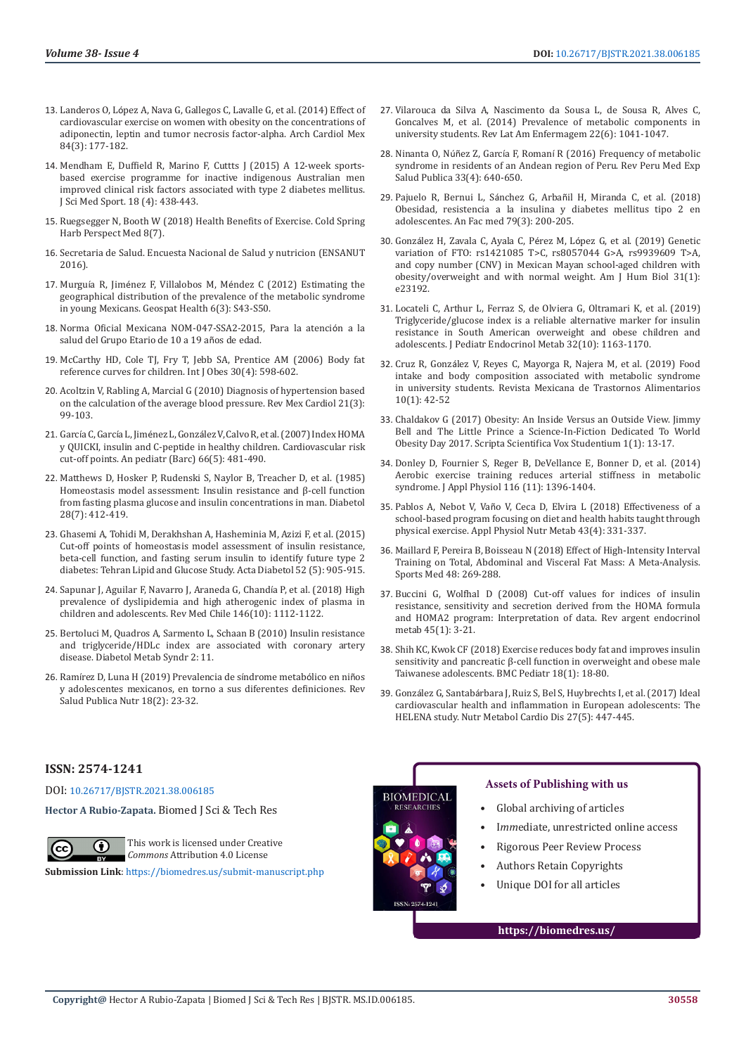13. Landeros O, López A, Nava G, Gallegos C, Lavalle G, et al. (2014) Effect of cardiovascular exercise on women with obesity on the concentrations of adiponectin, leptin and tumor necrosis factor-alpha. Arch Cardiol Mex 84(3): 177-182.
14. Mendham E, Duffield R, Marino F, Cuttts J (2015) A 12-week sports-based exercise programme for inactive indigenous Australian men improved clinical risk factors associated with type 2 diabetes mellitus. J Sci Med Sport. 18 (4): 438-443.
15. Ruegsegger N, Booth W (2018) Health Benefits of Exercise. Cold Spring Harb Perspect Med 8(7).
16. Secretaria de Salud. Encuesta Nacional de Salud y nutricion (ENSANUT 2016).
17. Murguía R, Jiménez F, Villalobos M, Méndez C (2012) Estimating the geographical distribution of the prevalence of the metabolic syndrome in young Mexicans. Geospat Health 6(3): S43-S50.
18. Norma Oficial Mexicana NOM-047-SSA2-2015, Para la atención a la salud del Grupo Etario de 10 a 19 años de edad.
19. McCarthy HD, Cole TJ, Fry T, Jebb SA, Prentice AM (2006) Body fat reference curves for children. Int J Obes 30(4): 598-602.
20. Acoltzin V, Rabling A, Marcial G (2010) Diagnosis of hypertension based on the calculation of the average blood pressure. Rev Mex Cardiol 21(3): 99-103.
21. García C, García L, Jiménez L, González V, Calvo R, et al. (2007) Index HOMA y QUICKI, insulin and C-peptide in healthy children. Cardiovascular risk cut-off points. An pediatr (Barc) 66(5): 481-490.
22. Matthews D, Hosker P, Rudenski S, Naylor B, Treacher D, et al. (1985) Homeostasis model assessment: Insulin resistance and β-cell function from fasting plasma glucose and insulin concentrations in man. Diabetol 28(7): 412-419.
23. Ghasemi A, Tohidi M, Derakhshan A, Hasheminia M, Azizi F, et al. (2015) Cut-off points of homeostasis model assessment of insulin resistance, beta-cell function, and fasting serum insulin to identify future type 2 diabetes: Tehran Lipid and Glucose Study. Acta Diabetol 52 (5): 905-915.
24. Sapunar J, Aguilar F, Navarro J, Araneda G, Chandía P, et al. (2018) High prevalence of dyslipidemia and high atherogenic index of plasma in children and adolescents. Rev Med Chile 146(10): 1112-1122.
25. Bertoluci M, Quadros A, Sarmento L, Schaan B (2010) Insulin resistance and triglyceride/HDLc index are associated with coronary artery disease. Diabetol Metab Syndr 2: 11.
26. Ramírez D, Luna H (2019) Prevalencia de síndrome metabólico en niños y adolescentes mexicanos, en torno a sus diferentes definiciones. Rev Salud Publica Nutr 18(2): 23-32.
27. Vilarouca da Silva A, Nascimento da Sousa L, de Sousa R, Alves C, Goncalves M, et al. (2014) Prevalence of metabolic components in university students. Rev Lat Am Enfermagem 22(6): 1041-1047.
28. Ninanta O, Núñez Z, García F, Romaní R (2016) Frequency of metabolic syndrome in residents of an Andean region of Peru. Rev Peru Med Exp Salud Publica 33(4): 640-650.
29. Pajuelo R, Bernui L, Sánchez G, Arbañil H, Miranda C, et al. (2018) Obesidad, resistencia a la insulina y diabetes mellitus tipo 2 en adolescentes. An Fac med 79(3): 200-205.
30. González H, Zavala C, Ayala C, Pérez M, López G, et al. (2019) Genetic variation of FTO: rs1421085 T>C, rs8057044 G>A, rs9939609 T>A, and copy number (CNV) in Mexican Mayan school-aged children with obesity/overweight and with normal weight. Am J Hum Biol 31(1): e23192.
31. Locateli C, Arthur L, Ferraz S, de Olviera G, Oltramari K, et al. (2019) Triglyceride/glucose index is a reliable alternative marker for insulin resistance in South American overweight and obese children and adolescents. J Pediatr Endocrinol Metab 32(10): 1163-1170.
32. Cruz R, González V, Reyes C, Mayorga R, Najera M, et al. (2019) Food intake and body composition associated with metabolic syndrome in university students. Revista Mexicana de Trastornos Alimentarios 10(1): 42-52
33. Chaldakov G (2017) Obesity: An Inside Versus an Outside View. Jimmy Bell and The Little Prince a Science-In-Fiction Dedicated To World Obesity Day 2017. Scripta Scientifica Vox Studentium 1(1): 13-17.
34. Donley D, Fournier S, Reger B, DeVellance E, Bonner D, et al. (2014) Aerobic exercise training reduces arterial stiffness in metabolic syndrome. J Appl Physiol 116 (11): 1396-1404.
35. Pablos A, Nebot V, Vaño V, Ceca D, Elvira L (2018) Effectiveness of a school-based program focusing on diet and health habits taught through physical exercise. Appl Physiol Nutr Metab 43(4): 331-337.
36. Maillard F, Pereira B, Boisseau N (2018) Effect of High-Intensity Interval Training on Total, Abdominal and Visceral Fat Mass: A Meta-Analysis. Sports Med 48: 269-288.
37. Buccini G, Wolfhal D (2008) Cut-off values for indices of insulin resistance, sensitivity and secretion derived from the HOMA formula and HOMA2 program: Interpretation of data. Rev argent endocrinol metab 45(1): 3-21.
38. Shih KC, Kwok CF (2018) Exercise reduces body fat and improves insulin sensitivity and pancreatic β-cell function in overweight and obese male Taiwanese adolescents. BMC Pediatr 18(1): 18-80.
39. González G, Santabárbara J, Ruiz S, Bel S, Huybrechts I, et al. (2017) Ideal cardiovascular health and inflammation in European adolescents: The HELENA study. Nutr Metabol Cardio Dis 27(5): 447-445.

**ISSN: 2574-1241**

DOI: 10.26717/BJSTR.2021.38.006185

**Hector A Rubio-Zapata.** Biomed J Sci & Tech Res

This work is licensed under Creative *Commons* Attribution 4.0 License

**Submission Link**: https://biomedres.us/submit-manuscript.php

**Assets of Publishing with us**

- Global archiving of articles
- Immediate, unrestricted online access
- Rigorous Peer Review Process
- Authors Retain Copyrights
- Unique DOI for all articles

**https://biomedres.us/**